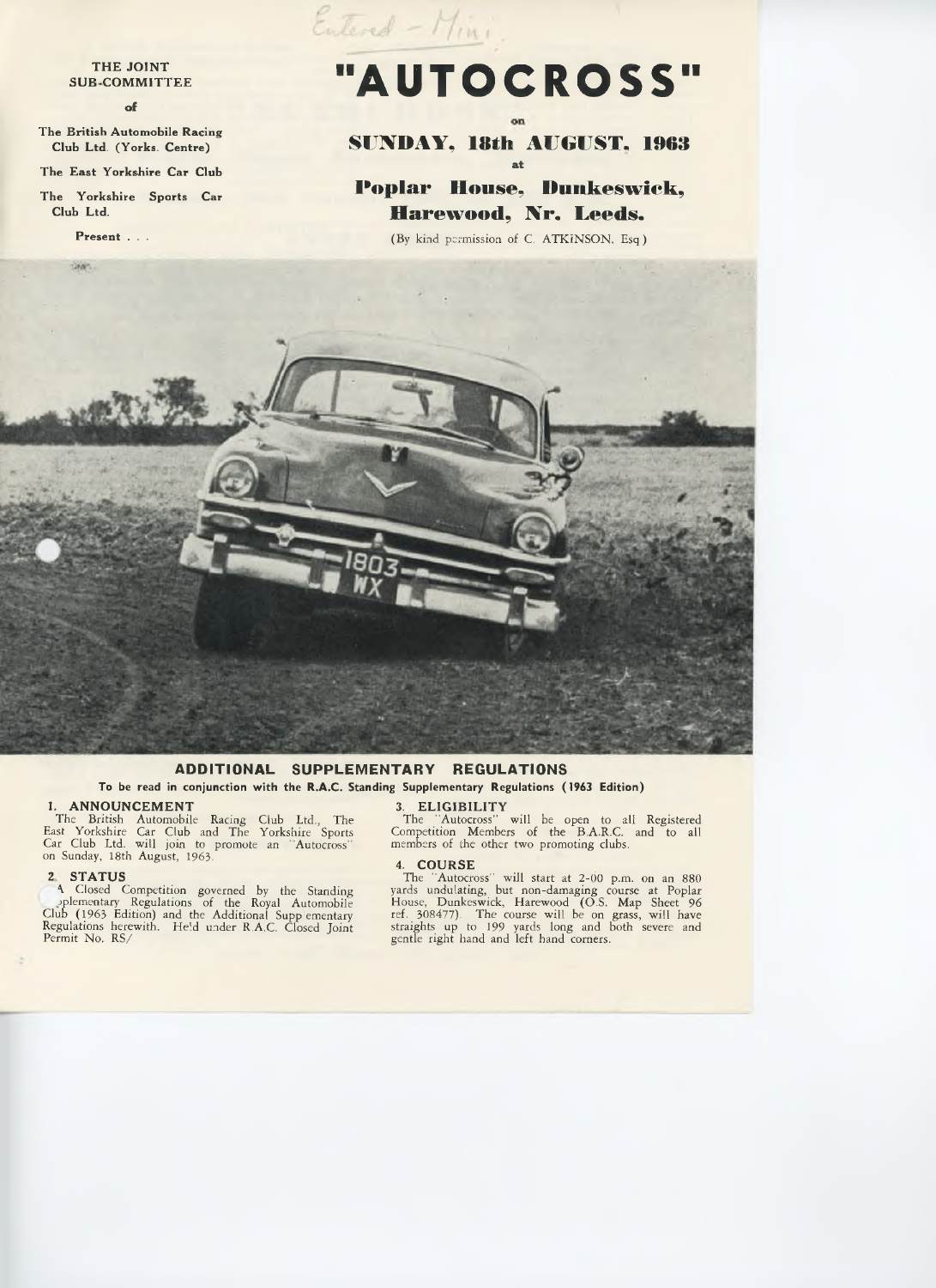Entered – Mini

THE JOINT SUB-COMMITTEE

of

The British Automobile Racing Club Ltd. (Yorks. Centre)

The East Yorkshire Car Club

The Yorkshire Sports Car Club Ltd.

Present . . .

# "AUTOCROSS"

on

## SUNDAY, 18th AUGUST, 1963

at

## Poplar House, Dunkeswick, Harewood, Nr. Leeds.

(By kind permission of C. ATKINSON, Esq.)

## ADDITIONAL SUPPLEMENTARY REGULATIONS

**To be read in conjunction with the R.A.C. Standing Supplementary Regulations (1963 Edition)**

### 1. ANNOUNCEMENT

The British Automobile Racing Club Ltd., The East Yorkshire Car Club and The Yorkshire Sports Car Club Ltd. will join to promote an "Autocross" on Sunday, 18th August, 1963.

### 2. STATUS

A Closed Competition governed by the Standing Supplementary Regulations of the Royal Automobile Club (1963 Edition) and the Additional Supplementary Regulations herewith. Held under R.A.C. Closed Joint Permit No. RS/

### 3. ELIGIBILITY

The "Autocross" will be open to all Registered Competition Members of the B.A.R.C. and to all members of the other two promoting clubs.

### 4. COURSE

The "Autocross" will start at 2-00 p.m. on an 880 yards undulating, but non-damaging course at Poplar House, Dunkeswick, Harewood (O.S. Map Sheet 96 ref. 308477). The course will be on grass, will have straights up to 199 yards long and both severe and gentle right hand and left hand corners.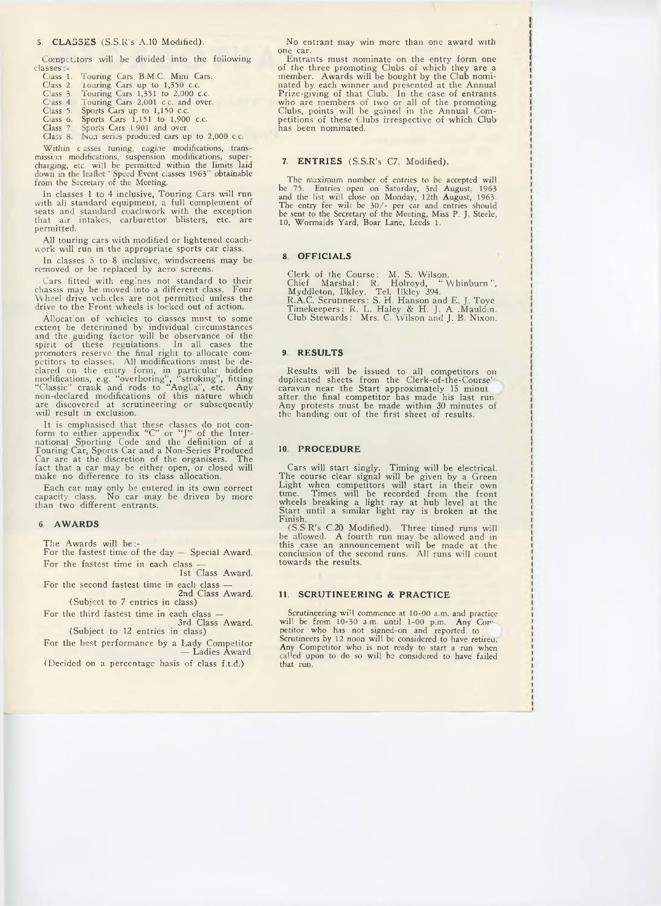## 5. CLASSES (S.S.R's A.10 Modified).

Competitors will be divided into the following classes:-

- Class 1. Touring Cars B.M.C. Mini Cars.
- Class 2. Touring Cars up to 1,350 c.c.
- Class 3. Touring Cars 1,351 to 2,000 c.c.
- Class 4. Touring Cars 2,001 c.c. and over.
- Class 5. Sports Cars up to 1,150 c.c.
- Class 6. Sports Cars 1,151 to 1,900 c.c.
- Class 7. Sports Cars 1,901 and over.
- Class 8. Non series produced cars up to 2,000 c.c.

Within classes tuning, engine modifications, transmission modifications, suspension modifications, supercharging, etc. will be permitted within the limits laid down in the leaflet "Speed Event classes 1963" obtainable from the Secretary of the Meeting.

In classes 1 to 4 inclusive, Touring Cars will run with all standard equipment, a full complement of seats and standard coachwork with the exception that air intakes, carburettor blisters, etc. are permitted.

All touring cars with modified or lightened coachwork will run in the appropriate sports car class.

In classes 5 to 8 inclusive, windscreens may be removed or be replaced by aero screens.

Cars fitted with engines not standard to their chassis may be moved into a different class. Four Wheel drive vehicles are not permitted unless the drive to the Front wheels is locked out of action.

Allocation of vehicles to classes must to some extent be determined by individual circumstances and the guiding factor will be observance of the spirit of these regulations. In all cases the promoters reserve the final right to allocate competitors to classes. All modifications must be declared on the entry form, in particular hidden modifications, e.g. "overboring", "stroking", fitting "Classic" crank and rods to "Anglia", etc. Any non-declared modifications of this nature which are discovered at scrutineering or subsequently will result in exclusion.

It is emphasised that these classes do not conform to either appendix "C" or "J" of the International Sporting Code and the definition of a Touring Car, Sports Car and a Non-Series Produced Car are at the discretion of the organisers. The fact that a car may be either open, or closed will make no difference to its class allocation.

Each car may only be entered in its own correct capacity class. No car may be driven by more than two different entrants.

## 6. AWARDS

The Awards will be:-

For the fastest time of the day — Special Award.

For the fastest time in each class — 1st Class Award.

For the second fastest time in each class — 2nd Class Award.
(Subject to 7 entries in class)

For the third fastest time in each class — 3rd Class Award.
(Subject to 12 entries in class)

For the best performance by a Lady Competitor — Ladies Award.

(Decided on a percentage basis of class f.t.d.)

No entrant may win more than one award with one car.

Entrants must nominate on the entry form one of the three promoting Clubs of which they are a member. Awards will be bought by the Club nominated by each winner and presented at the Annual Prize-giving of that Club. In the case of entrants who are members of two or all of the promoting Clubs, points will be gained in the Annual Competitions of these Clubs irrespective of which Club has been nominated.

## 7. ENTRIES (S.S.R's C7. Modified).

The maximum number of entries to be accepted will be 75. Entries open on Saturday, 3rd August, 1963 and the list will close on Monday, 12th August, 1963. The entry fee will be 30/- per car and entries should be sent to the Secretary of the Meeting, Miss P. J. Steele, 10, Wormalds Yard, Boar Lane, Leeds 1.

## 8. OFFICIALS

Clerk of the Course: M. S. Wilson.
Chief Marshal: R. Holroyd, "Whinburn", Myddleton, Ilkley. Tel. Ilkley 394.
R.A.C. Scrutineers: S. H. Hanson and E. J. Toye
Timekeepers: R. L. Haley & H. J. A. Mauldin.
Club Stewards: Mrs. C. Wilson and J. B. Nixon.

## 9. RESULTS

Results will be issued to all competitors on duplicated sheets from the Clerk-of-the-Course's caravan near the Start approximately 15 minutes after the final competitor has made his last run. Any protests must be made within 30 minutes of the handing out of the first sheet of results.

## 10. PROCEDURE

Cars will start singly. Timing will be electrical. The course clear signal will be given by a Green Light when competitors will start in their own time. Times will be recorded from the front wheels breaking a light ray at hub level at the Start until a similar light ray is broken at the Finish.

(S.S.R's C.20 Modified). Three timed runs will be allowed. A fourth run may be allowed and in this case an announcement will be made at the conclusion of the second runs. All runs will count towards the results.

## 11. SCRUTINEERING & PRACTICE

Scrutineering will commence at 10-00 a.m. and practice will be from 10-30 a.m. until 1-00 p.m. Any Competitor who has not signed-on and reported to Scrutineers by 12 noon will be considered to have retired. Any Competitor who is not ready to start a run when called upon to do so will be considered to have failed that run.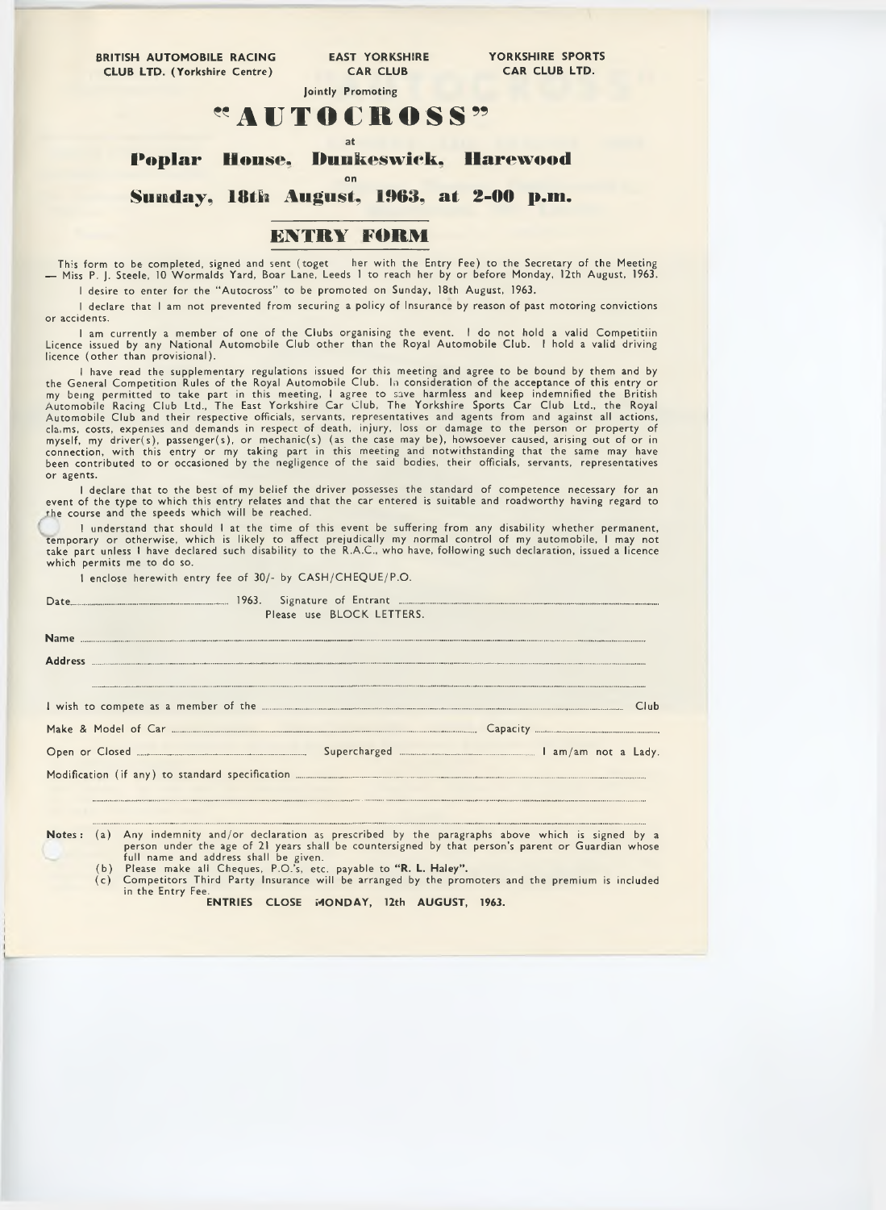BRITISH AUTOMOBILE RACING CLUB LTD. (Yorkshire Centre)

EAST YORKSHIRE CAR CLUB

YORKSHIRE SPORTS CAR CLUB LTD.

Jointly Promoting

# "AUTOCROSS"

at

## Poplar House, Dunkeswick, Harewood

on

## Sunday, 18th August, 1963, at 2-00 p.m.

## ENTRY FORM

This form to be completed, signed and sent (together with the Entry Fee) to the Secretary of the Meeting — Miss P. J. Steele, 10 Wormalds Yard, Boar Lane, Leeds 1 to reach her by or before Monday, 12th August, 1963.

I desire to enter for the "Autocross" to be promoted on Sunday, 18th August, 1963.

I declare that I am not prevented from securing a policy of Insurance by reason of past motoring convictions or accidents.

I am currently a member of one of the Clubs organising the event. I do not hold a valid Competitiin Licence issued by any National Automobile Club other than the Royal Automobile Club. I hold a valid driving licence (other than provisional).

I have read the supplementary regulations issued for this meeting and agree to be bound by them and by the General Competition Rules of the Royal Automobile Club. In consideration of the acceptance of this entry or my being permitted to take part in this meeting, I agree to save harmless and keep indemnified the British Automobile Racing Club Ltd., The East Yorkshire Car Club, The Yorkshire Sports Car Club Ltd., the Royal Automobile Club and their respective officials, servants, representatives and agents from and against all actions, claims, costs, expenses and demands in respect of death, injury, loss or damage to the person or property of myself, my driver(s), passenger(s), or mechanic(s) (as the case may be), howsoever caused, arising out of or in connection, with this entry or my taking part in this meeting and notwithstanding that the same may have been contributed to or occasioned by the negligence of the said bodies, their officials, servants, representatives or agents.

I declare that to the best of my belief the driver possesses the standard of competence necessary for an event of the type to which this entry relates and that the car entered is suitable and roadworthy having regard to the course and the speeds which will be reached.

I understand that should I at the time of this event be suffering from any disability whether permanent, temporary or otherwise, which is likely to affect prejudically my normal control of my automobile, I may not take part unless I have declared such disability to the R.A.C., who have, following such declaration, issued a licence which permits me to do so.

I enclose herewith entry fee of 30/- by CASH/CHEQUE/P.O.

Date.................................... 1963. Signature of Entrant ....................................

Please use BLOCK LETTERS.

Name ....................................

Address ....................................

....................................

I wish to compete as a member of the .................................... Club

Make & Model of Car .................................... Capacity ....................

Open or Closed .................... Supercharged .................... I am/am not a Lady.

Modification (if any) to standard specification ....................................

....................................

....................................

**Notes:**
(a) Any indemnity and/or declaration as prescribed by the paragraphs above which is signed by a person under the age of 21 years shall be countersigned by that person's parent or Guardian whose full name and address shall be given.
(b) Please make all Cheques, P.O.'s, etc. payable to **"R. L. Haley"**.
(c) Competitors Third Party Insurance will be arranged by the promoters and the premium is included in the Entry Fee.

**ENTRIES CLOSE MONDAY, 12th AUGUST, 1963.**